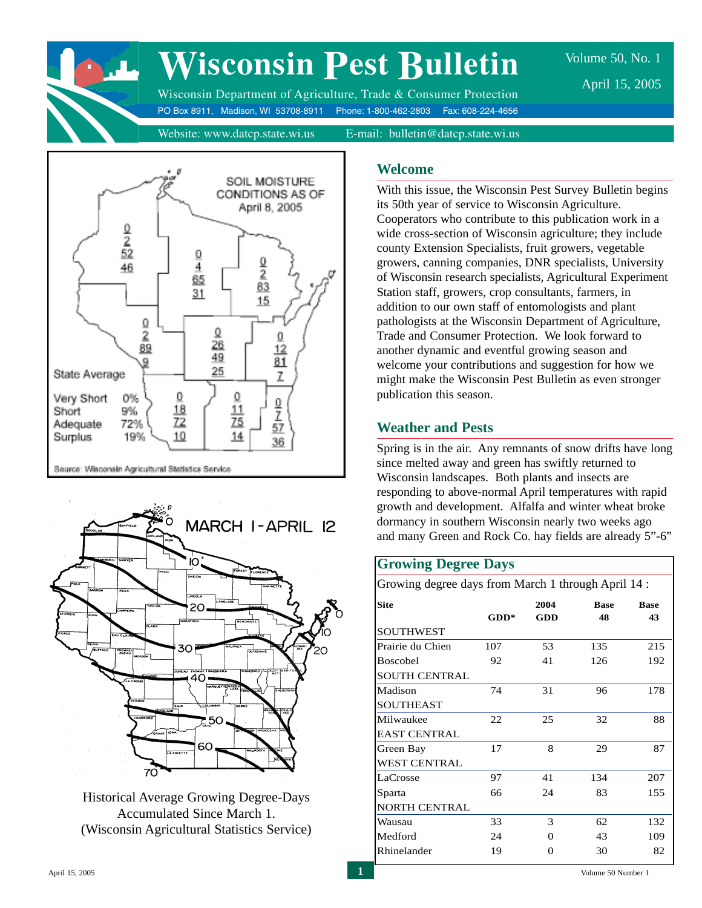# Wisconsin Pest Bulletin

Volume 50, No. 1

April 15, 2005

Wisconsin Department of Agriculture, Trade & Consumer Protection

PO Box 8911, Madison, WI 53708-8911 Phone: 1-800-462-2803 Fax: 608-224-4656

Website: www.datcp.state.wi.us E-mail: bulletin@datcp.state.wi.us

SOIL MOISTURE CONDITIONS AS OF April 8, 2005

State Average

| | |
|---|---|
| Very Short | 0% |
| Short | 9% |
| Adequate | 72% |
| Surplus | 19% |

Source: Wisconsin Agricultural Statistics Service

MARCH 1 - APRIL 12

Historical Average Growing Degree-Days Accumulated Since March 1. (Wisconsin Agricultural Statistics Service)

## Welcome

With this issue, the Wisconsin Pest Survey Bulletin begins its 50th year of service to Wisconsin Agriculture. Cooperators who contribute to this publication work in a wide cross-section of Wisconsin agriculture; they include county Extension Specialists, fruit growers, vegetable growers, canning companies, DNR specialists, University of Wisconsin research specialists, Agricultural Experiment Station staff, growers, crop consultants, farmers, in addition to our own staff of entomologists and plant pathologists at the Wisconsin Department of Agriculture, Trade and Consumer Protection. We look forward to another dynamic and eventful growing season and welcome your contributions and suggestion for how we might make the Wisconsin Pest Bulletin as even stronger publication this season.

## Weather and Pests

Spring is in the air. Any remnants of snow drifts have long since melted away and green has swiftly returned to Wisconsin landscapes. Both plants and insects are responding to above-normal April temperatures with rapid growth and development. Alfalfa and winter wheat broke dormancy in southern Wisconsin nearly two weeks ago and many Green and Rock Co. hay fields are already 5"-6"

## Growing Degree Days

Growing degree days from March 1 through April 14 :

| Site | GDD* | 2004 GDD | Base 48 | Base 43 |
|---|---|---|---|---|
| SOUTHWEST | | | | |
| Prairie du Chien | 107 | 53 | 135 | 215 |
| Boscobel | 92 | 41 | 126 | 192 |
| SOUTH CENTRAL | | | | |
| Madison | 74 | 31 | 96 | 178 |
| SOUTHEAST | | | | |
| Milwaukee | 22 | 25 | 32 | 88 |
| EAST CENTRAL | | | | |
| Green Bay | 17 | 8 | 29 | 87 |
| WEST CENTRAL | | | | |
| LaCrosse | 97 | 41 | 134 | 207 |
| Sparta | 66 | 24 | 83 | 155 |
| NORTH CENTRAL | | | | |
| Wausau | 33 | 3 | 62 | 132 |
| Medford | 24 | 0 | 43 | 109 |
| Rhinelander | 19 | 0 | 30 | 82 |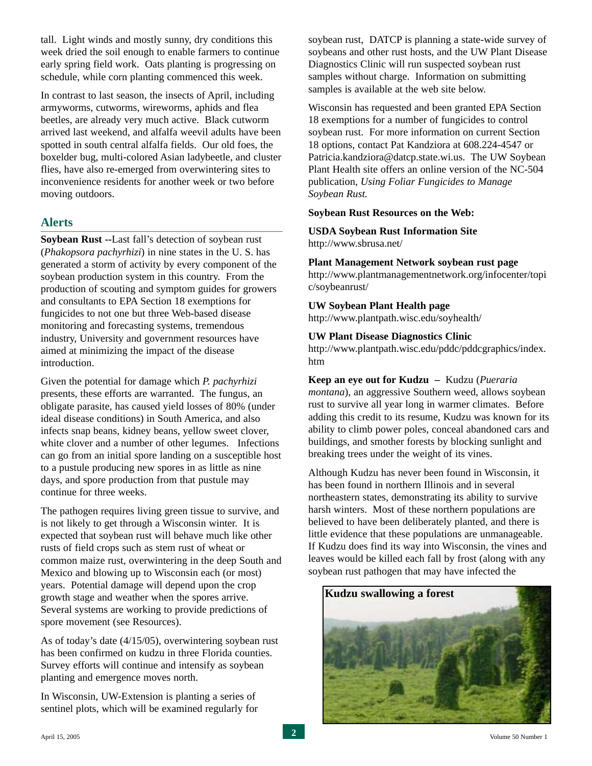tall. Light winds and mostly sunny, dry conditions this week dried the soil enough to enable farmers to continue early spring field work. Oats planting is progressing on schedule, while corn planting commenced this week.

In contrast to last season, the insects of April, including armyworms, cutworms, wireworms, aphids and flea beetles, are already very much active. Black cutworm arrived last weekend, and alfalfa weevil adults have been spotted in south central alfalfa fields. Our old foes, the boxelder bug, multi-colored Asian ladybeetle, and cluster flies, have also re-emerged from overwintering sites to inconvenience residents for another week or two before moving outdoors.

## Alerts

**Soybean Rust --**Last fall's detection of soybean rust (*Phakopsora pachyrhizi*) in nine states in the U. S. has generated a storm of activity by every component of the soybean production system in this country. From the production of scouting and symptom guides for growers and consultants to EPA Section 18 exemptions for fungicides to not one but three Web-based disease monitoring and forecasting systems, tremendous industry, University and government resources have aimed at minimizing the impact of the disease introduction.

Given the potential for damage which *P. pachyrhizi* presents, these efforts are warranted. The fungus, an obligate parasite, has caused yield losses of 80% (under ideal disease conditions) in South America, and also infects snap beans, kidney beans, yellow sweet clover, white clover and a number of other legumes. Infections can go from an initial spore landing on a susceptible host to a pustule producing new spores in as little as nine days, and spore production from that pustule may continue for three weeks.

The pathogen requires living green tissue to survive, and is not likely to get through a Wisconsin winter. It is expected that soybean rust will behave much like other rusts of field crops such as stem rust of wheat or common maize rust, overwintering in the deep South and Mexico and blowing up to Wisconsin each (or most) years. Potential damage will depend upon the crop growth stage and weather when the spores arrive. Several systems are working to provide predictions of spore movement (see Resources).

As of today's date (4/15/05), overwintering soybean rust has been confirmed on kudzu in three Florida counties. Survey efforts will continue and intensify as soybean planting and emergence moves north.

In Wisconsin, UW-Extension is planting a series of sentinel plots, which will be examined regularly for soybean rust, DATCP is planning a state-wide survey of soybeans and other rust hosts, and the UW Plant Disease Diagnostics Clinic will run suspected soybean rust samples without charge. Information on submitting samples is available at the web site below.

Wisconsin has requested and been granted EPA Section 18 exemptions for a number of fungicides to control soybean rust. For more information on current Section 18 options, contact Pat Kandziora at 608.224-4547 or Patricia.kandziora@datcp.state.wi.us. The UW Soybean Plant Health site offers an online version of the NC-504 publication, *Using Foliar Fungicides to Manage Soybean Rust.*

**Soybean Rust Resources on the Web:**

**USDA Soybean Rust Information Site**
http://www.sbrusa.net/

**Plant Management Network soybean rust page**
http://www.plantmanagementnetwork.org/infocenter/topic/soybeanrust/

**UW Soybean Plant Health page**
http://www.plantpath.wisc.edu/soyhealth/

**UW Plant Disease Diagnostics Clinic**
http://www.plantpath.wisc.edu/pddc/pddcgraphics/index.htm

**Keep an eye out for Kudzu –** Kudzu (*Pueraria montana*), an aggressive Southern weed, allows soybean rust to survive all year long in warmer climates. Before adding this credit to its resume, Kudzu was known for its ability to climb power poles, conceal abandoned cars and buildings, and smother forests by blocking sunlight and breaking trees under the weight of its vines.

Although Kudzu has never been found in Wisconsin, it has been found in northern Illinois and in several northeastern states, demonstrating its ability to survive harsh winters. Most of these northern populations are believed to have been deliberately planted, and there is little evidence that these populations are unmanageable. If Kudzu does find its way into Wisconsin, the vines and leaves would be killed each fall by frost (along with any soybean rust pathogen that may have infected the

**Kudzu swallowing a forest**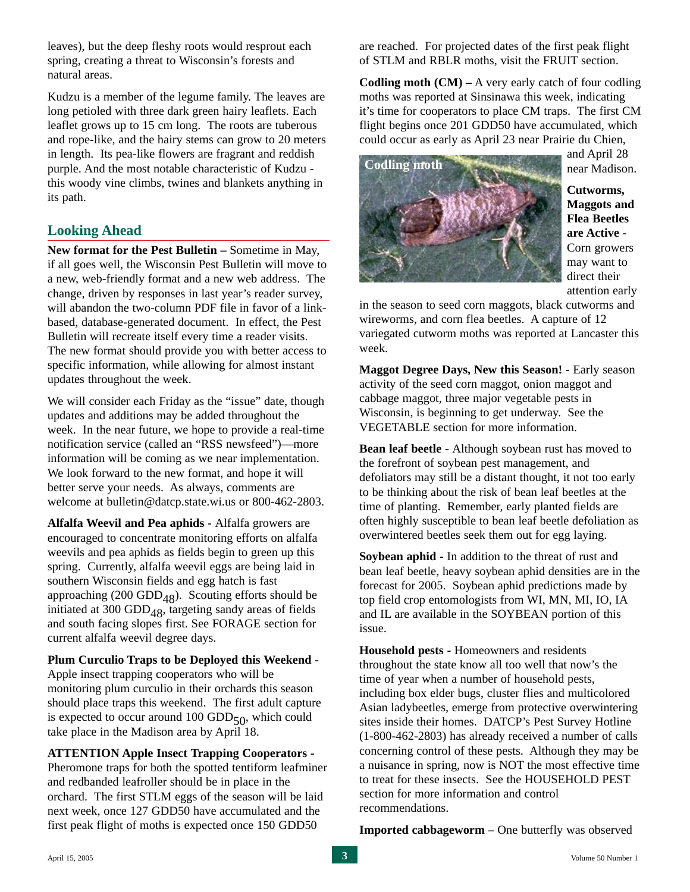leaves), but the deep fleshy roots would resprout each spring, creating a threat to Wisconsin's forests and natural areas.

Kudzu is a member of the legume family. The leaves are long petioled with three dark green hairy leaflets. Each leaflet grows up to 15 cm long. The roots are tuberous and rope-like, and the hairy stems can grow to 20 meters in length. Its pea-like flowers are fragrant and reddish purple. And the most notable characteristic of Kudzu - this woody vine climbs, twines and blankets anything in its path.

## Looking Ahead

**New format for the Pest Bulletin –** Sometime in May, if all goes well, the Wisconsin Pest Bulletin will move to a new, web-friendly format and a new web address. The change, driven by responses in last year's reader survey, will abandon the two-column PDF file in favor of a link-based, database-generated document. In effect, the Pest Bulletin will recreate itself every time a reader visits. The new format should provide you with better access to specific information, while allowing for almost instant updates throughout the week.

We will consider each Friday as the "issue" date, though updates and additions may be added throughout the week. In the near future, we hope to provide a real-time notification service (called an "RSS newsfeed")—more information will be coming as we near implementation. We look forward to the new format, and hope it will better serve your needs. As always, comments are welcome at bulletin@datcp.state.wi.us or 800-462-2803.

**Alfalfa Weevil and Pea aphids -** Alfalfa growers are encouraged to concentrate monitoring efforts on alfalfa weevils and pea aphids as fields begin to green up this spring. Currently, alfalfa weevil eggs are being laid in southern Wisconsin fields and egg hatch is fast approaching (200 $GDD_{48}$). Scouting efforts should be initiated at 300 $GDD_{48}$, targeting sandy areas of fields and south facing slopes first. See FORAGE section for current alfalfa weevil degree days.

**Plum Curculio Traps to be Deployed this Weekend -** Apple insect trapping cooperators who will be monitoring plum curculio in their orchards this season should place traps this weekend. The first adult capture is expected to occur around 100 $GDD_{50}$, which could take place in the Madison area by April 18.

**ATTENTION Apple Insect Trapping Cooperators -** Pheromone traps for both the spotted tentiform leafminer and redbanded leafroller should be in place in the orchard. The first STLM eggs of the season will be laid next week, once 127 GDD50 have accumulated and the first peak flight of moths is expected once 150 GDD50 are reached. For projected dates of the first peak flight of STLM and RBLR moths, visit the FRUIT section.

**Codling moth (CM) –** A very early catch of four codling moths was reported at Sinsinawa this week, indicating it's time for cooperators to place CM traps. The first CM flight begins once 201 GDD50 have accumulated, which could occur as early as April 23 near Prairie du Chien, and April 28 near Madison.

Codling moth

**Cutworms, Maggots and Flea Beetles are Active -** Corn growers may want to direct their attention early in the season to seed corn maggots, black cutworms and wireworms, and corn flea beetles. A capture of 12 variegated cutworm moths was reported at Lancaster this week.

**Maggot Degree Days, New this Season! -** Early season activity of the seed corn maggot, onion maggot and cabbage maggot, three major vegetable pests in Wisconsin, is beginning to get underway. See the VEGETABLE section for more information.

**Bean leaf beetle -** Although soybean rust has moved to the forefront of soybean pest management, and defoliators may still be a distant thought, it not too early to be thinking about the risk of bean leaf beetles at the time of planting. Remember, early planted fields are often highly susceptible to bean leaf beetle defoliation as overwintered beetles seek them out for egg laying.

**Soybean aphid -** In addition to the threat of rust and bean leaf beetle, heavy soybean aphid densities are in the forecast for 2005. Soybean aphid predictions made by top field crop entomologists from WI, MN, MI, IO, IA and IL are available in the SOYBEAN portion of this issue.

**Household pests -** Homeowners and residents throughout the state know all too well that now's the time of year when a number of household pests, including box elder bugs, cluster flies and multicolored Asian ladybeetles, emerge from protective overwintering sites inside their homes. DATCP's Pest Survey Hotline (1-800-462-2803) has already received a number of calls concerning control of these pests. Although they may be a nuisance in spring, now is NOT the most effective time to treat for these insects. See the HOUSEHOLD PEST section for more information and control recommendations.

**Imported cabbageworm –** One butterfly was observed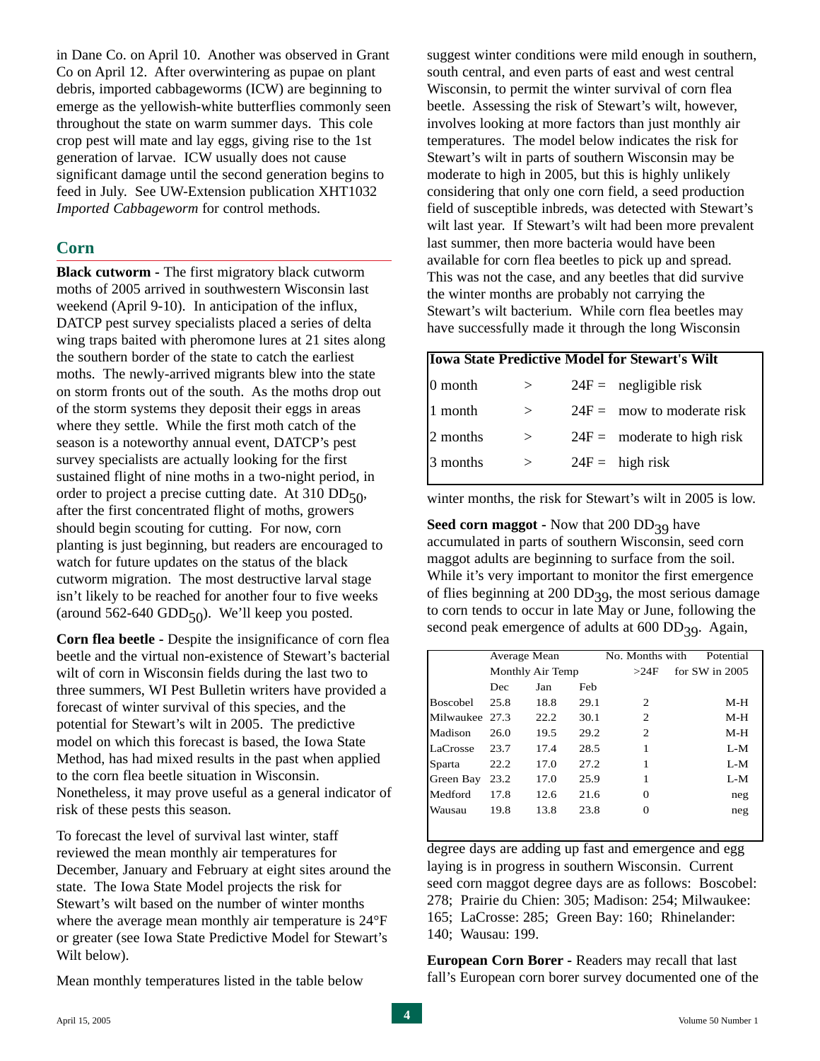in Dane Co. on April 10. Another was observed in Grant Co on April 12. After overwintering as pupae on plant debris, imported cabbageworms (ICW) are beginning to emerge as the yellowish-white butterflies commonly seen throughout the state on warm summer days. This cole crop pest will mate and lay eggs, giving rise to the 1st generation of larvae. ICW usually does not cause significant damage until the second generation begins to feed in July. See UW-Extension publication XHT1032 *Imported Cabbageworm* for control methods.

## Corn

**Black cutworm -** The first migratory black cutworm moths of 2005 arrived in southwestern Wisconsin last weekend (April 9-10). In anticipation of the influx, DATCP pest survey specialists placed a series of delta wing traps baited with pheromone lures at 21 sites along the southern border of the state to catch the earliest moths. The newly-arrived migrants blew into the state on storm fronts out of the south. As the moths drop out of the storm systems they deposit their eggs in areas where they settle. While the first moth catch of the season is a noteworthy annual event, DATCP's pest survey specialists are actually looking for the first sustained flight of nine moths in a two-night period, in order to project a precise cutting date. At 310 $DD_{50}$, after the first concentrated flight of moths, growers should begin scouting for cutting. For now, corn planting is just beginning, but readers are encouraged to watch for future updates on the status of the black cutworm migration. The most destructive larval stage isn't likely to be reached for another four to five weeks (around 562-640 $GDD_{50}$). We'll keep you posted.

**Corn flea beetle -** Despite the insignificance of corn flea beetle and the virtual non-existence of Stewart's bacterial wilt of corn in Wisconsin fields during the last two to three summers, WI Pest Bulletin writers have provided a forecast of winter survival of this species, and the potential for Stewart's wilt in 2005. The predictive model on which this forecast is based, the Iowa State Method, has had mixed results in the past when applied to the corn flea beetle situation in Wisconsin. Nonetheless, it may prove useful as a general indicator of risk of these pests this season.

To forecast the level of survival last winter, staff reviewed the mean monthly air temperatures for December, January and February at eight sites around the state. The Iowa State Model projects the risk for Stewart's wilt based on the number of winter months where the average mean monthly air temperature is 24°F or greater (see Iowa State Predictive Model for Stewart's Wilt below).

Mean monthly temperatures listed in the table below suggest winter conditions were mild enough in southern, south central, and even parts of east and west central Wisconsin, to permit the winter survival of corn flea beetle. Assessing the risk of Stewart's wilt, however, involves looking at more factors than just monthly air temperatures. The model below indicates the risk for Stewart's wilt in parts of southern Wisconsin may be moderate to high in 2005, but this is highly unlikely considering that only one corn field, a seed production field of susceptible inbreds, was detected with Stewart's wilt last year. If Stewart's wilt had been more prevalent last summer, then more bacteria would have been available for corn flea beetles to pick up and spread. This was not the case, and any beetles that did survive the winter months are probably not carrying the Stewart's wilt bacterium. While corn flea beetles may have successfully made it through the long Wisconsin winter months, the risk for Stewart's wilt in 2005 is low.

| Iowa State Predictive Model for Stewart's Wilt | | |
|---|---|---|
| 0 month | > | 24F = negligible risk |
| 1 month | > | 24F = mow to moderate risk |
| 2 months | > | 24F = moderate to high risk |
| 3 months | > | 24F = high risk |

**Seed corn maggot -** Now that 200 $DD_{39}$ have accumulated in parts of southern Wisconsin, seed corn maggot adults are beginning to surface from the soil. While it's very important to monitor the first emergence of flies beginning at 200 $DD_{39}$, the most serious damage to corn tends to occur in late May or June, following the second peak emergence of adults at 600 $DD_{39}$. Again, degree days are adding up fast and emergence and egg laying is in progress in southern Wisconsin. Current seed corn maggot degree days are as follows: Boscobel: 278; Prairie du Chien: 305; Madison: 254; Milwaukee: 165; LaCrosse: 285; Green Bay: 160; Rhinelander: 140; Wausau: 199.

| | Average Mean Monthly Air Temp | | | No. Months with >24F | Potential for SW in 2005 |
|---|---|---|---|---|---|
| | Dec | Jan | Feb | | |
| Boscobel | 25.8 | 18.8 | 29.1 | 2 | M-H |
| Milwaukee | 27.3 | 22.2 | 30.1 | 2 | M-H |
| Madison | 26.0 | 19.5 | 29.2 | 2 | M-H |
| LaCrosse | 23.7 | 17.4 | 28.5 | 1 | L-M |
| Sparta | 22.2 | 17.0 | 27.2 | 1 | L-M |
| Green Bay | 23.2 | 17.0 | 25.9 | 1 | L-M |
| Medford | 17.8 | 12.6 | 21.6 | 0 | neg |
| Wausau | 19.8 | 13.8 | 23.8 | 0 | neg |

**European Corn Borer -** Readers may recall that last fall's European corn borer survey documented one of the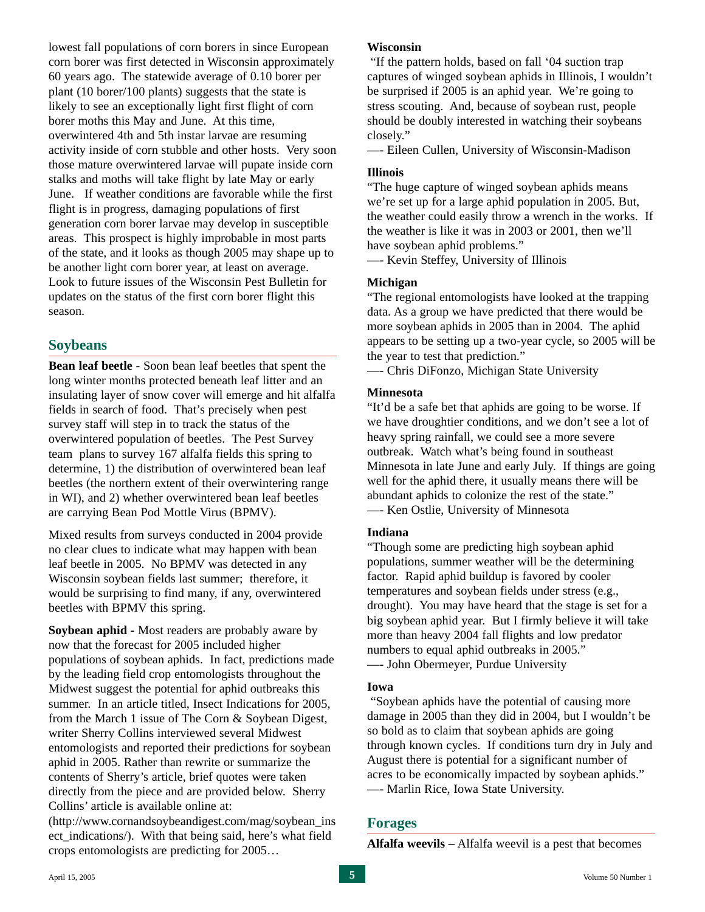lowest fall populations of corn borers in since European corn borer was first detected in Wisconsin approximately 60 years ago. The statewide average of 0.10 borer per plant (10 borer/100 plants) suggests that the state is likely to see an exceptionally light first flight of corn borer moths this May and June. At this time, overwintered 4th and 5th instar larvae are resuming activity inside of corn stubble and other hosts. Very soon those mature overwintered larvae will pupate inside corn stalks and moths will take flight by late May or early June. If weather conditions are favorable while the first flight is in progress, damaging populations of first generation corn borer larvae may develop in susceptible areas. This prospect is highly improbable in most parts of the state, and it looks as though 2005 may shape up to be another light corn borer year, at least on average. Look to future issues of the Wisconsin Pest Bulletin for updates on the status of the first corn borer flight this season.

## Soybeans

**Bean leaf beetle -** Soon bean leaf beetles that spent the long winter months protected beneath leaf litter and an insulating layer of snow cover will emerge and hit alfalfa fields in search of food. That's precisely when pest survey staff will step in to track the status of the overwintered population of beetles. The Pest Survey team plans to survey 167 alfalfa fields this spring to determine, 1) the distribution of overwintered bean leaf beetles (the northern extent of their overwintering range in WI), and 2) whether overwintered bean leaf beetles are carrying Bean Pod Mottle Virus (BPMV).

Mixed results from surveys conducted in 2004 provide no clear clues to indicate what may happen with bean leaf beetle in 2005. No BPMV was detected in any Wisconsin soybean fields last summer; therefore, it would be surprising to find many, if any, overwintered beetles with BPMV this spring.

**Soybean aphid -** Most readers are probably aware by now that the forecast for 2005 included higher populations of soybean aphids. In fact, predictions made by the leading field crop entomologists throughout the Midwest suggest the potential for aphid outbreaks this summer. In an article titled, Insect Indications for 2005, from the March 1 issue of The Corn & Soybean Digest, writer Sherry Collins interviewed several Midwest entomologists and reported their predictions for soybean aphid in 2005. Rather than rewrite or summarize the contents of Sherry's article, brief quotes were taken directly from the piece and are provided below. Sherry Collins' article is available online at: (http://www.cornandsoybeandigest.com/mag/soybean_insect_indications/). With that being said, here's what field crops entomologists are predicting for 2005…

**Wisconsin**

"If the pattern holds, based on fall '04 suction trap captures of winged soybean aphids in Illinois, I wouldn't be surprised if 2005 is an aphid year. We're going to stress scouting. And, because of soybean rust, people should be doubly interested in watching their soybeans closely."
—- Eileen Cullen, University of Wisconsin-Madison

**Illinois**

"The huge capture of winged soybean aphids means we're set up for a large aphid population in 2005. But, the weather could easily throw a wrench in the works. If the weather is like it was in 2003 or 2001, then we'll have soybean aphid problems."
—- Kevin Steffey, University of Illinois

**Michigan**

"The regional entomologists have looked at the trapping data. As a group we have predicted that there would be more soybean aphids in 2005 than in 2004. The aphid appears to be setting up a two-year cycle, so 2005 will be the year to test that prediction."
—- Chris DiFonzo, Michigan State University

**Minnesota**

"It'd be a safe bet that aphids are going to be worse. If we have droughtier conditions, and we don't see a lot of heavy spring rainfall, we could see a more severe outbreak. Watch what's being found in southeast Minnesota in late June and early July. If things are going well for the aphid there, it usually means there will be abundant aphids to colonize the rest of the state."
—- Ken Ostlie, University of Minnesota

**Indiana**

"Though some are predicting high soybean aphid populations, summer weather will be the determining factor. Rapid aphid buildup is favored by cooler temperatures and soybean fields under stress (e.g., drought). You may have heard that the stage is set for a big soybean aphid year. But I firmly believe it will take more than heavy 2004 fall flights and low predator numbers to equal aphid outbreaks in 2005."
—- John Obermeyer, Purdue University

**Iowa**

"Soybean aphids have the potential of causing more damage in 2005 than they did in 2004, but I wouldn't be so bold as to claim that soybean aphids are going through known cycles. If conditions turn dry in July and August there is potential for a significant number of acres to be economically impacted by soybean aphids."
—- Marlin Rice, Iowa State University.

## Forages

**Alfalfa weevils –** Alfalfa weevil is a pest that becomes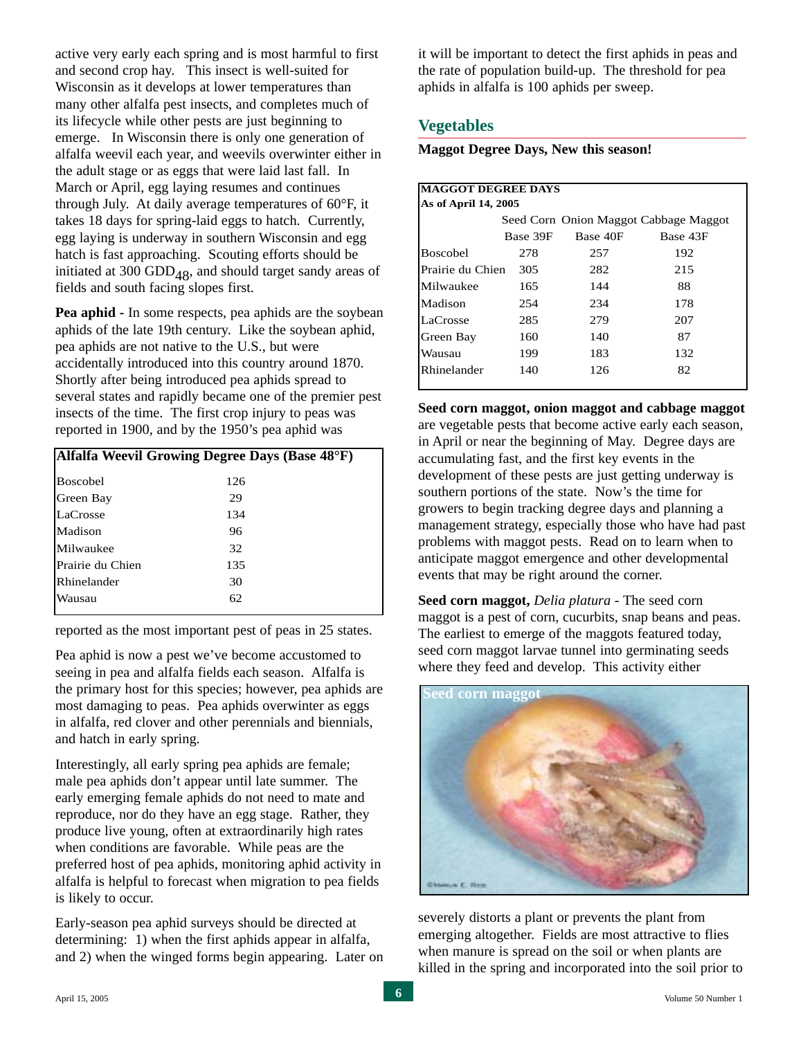active very early each spring and is most harmful to first and second crop hay. This insect is well-suited for Wisconsin as it develops at lower temperatures than many other alfalfa pest insects, and completes much of its lifecycle while other pests are just beginning to emerge. In Wisconsin there is only one generation of alfalfa weevil each year, and weevils overwinter either in the adult stage or as eggs that were laid last fall. In March or April, egg laying resumes and continues through July. At daily average temperatures of 60°F, it takes 18 days for spring-laid eggs to hatch. Currently, egg laying is underway in southern Wisconsin and egg hatch is fast approaching. Scouting efforts should be initiated at 300 $GDD_{48}$, and should target sandy areas of fields and south facing slopes first.

**Pea aphid -** In some respects, pea aphids are the soybean aphids of the late 19th century. Like the soybean aphid, pea aphids are not native to the U.S., but were accidentally introduced into this country around 1870. Shortly after being introduced pea aphids spread to several states and rapidly became one of the premier pest insects of the time. The first crop injury to peas was reported in 1900, and by the 1950's pea aphid was reported as the most important pest of peas in 25 states.

| Alfalfa Weevil Growing Degree Days (Base 48°F) | |
|---|---|
| Boscobel | 126 |
| Green Bay | 29 |
| LaCrosse | 134 |
| Madison | 96 |
| Milwaukee | 32 |
| Prairie du Chien | 135 |
| Rhinelander | 30 |
| Wausau | 62 |

Pea aphid is now a pest we've become accustomed to seeing in pea and alfalfa fields each season. Alfalfa is the primary host for this species; however, pea aphids are most damaging to peas. Pea aphids overwinter as eggs in alfalfa, red clover and other perennials and biennials, and hatch in early spring.

Interestingly, all early spring pea aphids are female; male pea aphids don't appear until late summer. The early emerging female aphids do not need to mate and reproduce, nor do they have an egg stage. Rather, they produce live young, often at extraordinarily high rates when conditions are favorable. While peas are the preferred host of pea aphids, monitoring aphid activity in alfalfa is helpful to forecast when migration to pea fields is likely to occur.

Early-season pea aphid surveys should be directed at determining: 1) when the first aphids appear in alfalfa, and 2) when the winged forms begin appearing. Later on it will be important to detect the first aphids in peas and the rate of population build-up. The threshold for pea aphids in alfalfa is 100 aphids per sweep.

## Vegetables

**Maggot Degree Days, New this season!**

**MAGGOT DEGREE DAYS**
**As of April 14, 2005**

| | Seed Corn | Onion Maggot | Cabbage Maggot |
|---|---|---|---|
| | Base 39F | Base 40F | Base 43F |
| Boscobel | 278 | 257 | 192 |
| Prairie du Chien | 305 | 282 | 215 |
| Milwaukee | 165 | 144 | 88 |
| Madison | 254 | 234 | 178 |
| LaCrosse | 285 | 279 | 207 |
| Green Bay | 160 | 140 | 87 |
| Wausau | 199 | 183 | 132 |
| Rhinelander | 140 | 126 | 82 |

**Seed corn maggot, onion maggot and cabbage maggot** are vegetable pests that become active early each season, in April or near the beginning of May. Degree days are accumulating fast, and the first key events in the development of these pests are just getting underway is southern portions of the state. Now's the time for growers to begin tracking degree days and planning a management strategy, especially those who have had past problems with maggot pests. Read on to learn when to anticipate maggot emergence and other developmental events that may be right around the corner.

**Seed corn maggot,** *Delia platura* - The seed corn maggot is a pest of corn, cucurbits, snap beans and peas. The earliest to emerge of the maggots featured today, seed corn maggot larvae tunnel into germinating seeds where they feed and develop. This activity either severely distorts a plant or prevents the plant from emerging altogether. Fields are most attractive to flies when manure is spread on the soil or when plants are killed in the spring and incorporated into the soil prior to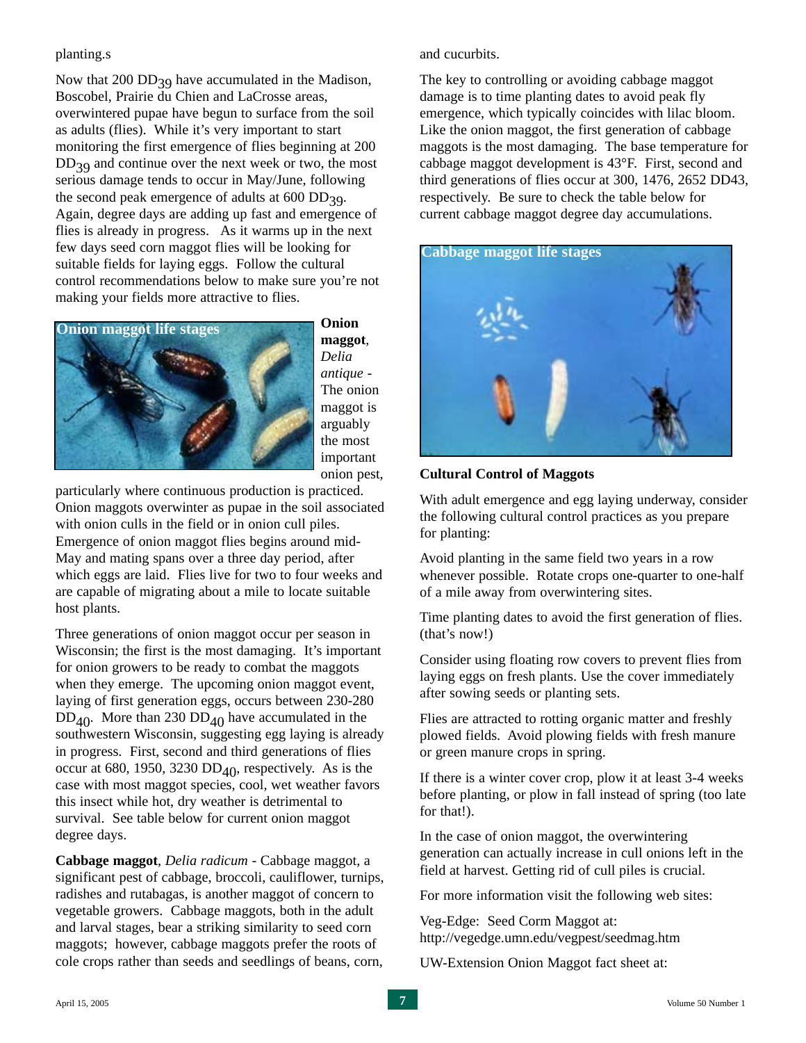planting.s

Now that 200 $DD_{39}$ have accumulated in the Madison, Boscobel, Prairie du Chien and LaCrosse areas, overwintered pupae have begun to surface from the soil as adults (flies). While it's very important to start monitoring the first emergence of flies beginning at 200 $DD_{39}$ and continue over the next week or two, the most serious damage tends to occur in May/June, following the second peak emergence of adults at 600 $DD_{39}$. Again, degree days are adding up fast and emergence of flies is already in progress. As it warms up in the next few days seed corn maggot flies will be looking for suitable fields for laying eggs. Follow the cultural control recommendations below to make sure you're not making your fields more attractive to flies.

Onion maggot life stages

**Onion maggot**, *Delia antique* - The onion maggot is arguably the most important onion pest, particularly where continuous production is practiced. Onion maggots overwinter as pupae in the soil associated with onion culls in the field or in onion cull piles. Emergence of onion maggot flies begins around mid-May and mating spans over a three day period, after which eggs are laid. Flies live for two to four weeks and are capable of migrating about a mile to locate suitable host plants.

Three generations of onion maggot occur per season in Wisconsin; the first is the most damaging. It's important for onion growers to be ready to combat the maggots when they emerge. The upcoming onion maggot event, laying of first generation eggs, occurs between 230-280 $DD_{40}$. More than 230 $DD_{40}$ have accumulated in the southwestern Wisconsin, suggesting egg laying is already in progress. First, second and third generations of flies occur at 680, 1950, 3230 $DD_{40}$, respectively. As is the case with most maggot species, cool, wet weather favors this insect while hot, dry weather is detrimental to survival. See table below for current onion maggot degree days.

**Cabbage maggot**, *Delia radicum* - Cabbage maggot, a significant pest of cabbage, broccoli, cauliflower, turnips, radishes and rutabagas, is another maggot of concern to vegetable growers. Cabbage maggots, both in the adult and larval stages, bear a striking similarity to seed corn maggots; however, cabbage maggots prefer the roots of cole crops rather than seeds and seedlings of beans, corn, and cucurbits.

The key to controlling or avoiding cabbage maggot damage is to time planting dates to avoid peak fly emergence, which typically coincides with lilac bloom. Like the onion maggot, the first generation of cabbage maggots is the most damaging. The base temperature for cabbage maggot development is 43°F. First, second and third generations of flies occur at 300, 1476, 2652 DD43, respectively. Be sure to check the table below for current cabbage maggot degree day accumulations.

Cabbage maggot life stages

**Cultural Control of Maggots**

With adult emergence and egg laying underway, consider the following cultural control practices as you prepare for planting:

Avoid planting in the same field two years in a row whenever possible. Rotate crops one-quarter to one-half of a mile away from overwintering sites.

Time planting dates to avoid the first generation of flies. (that's now!)

Consider using floating row covers to prevent flies from laying eggs on fresh plants. Use the cover immediately after sowing seeds or planting sets.

Flies are attracted to rotting organic matter and freshly plowed fields. Avoid plowing fields with fresh manure or green manure crops in spring.

If there is a winter cover crop, plow it at least 3-4 weeks before planting, or plow in fall instead of spring (too late for that!).

In the case of onion maggot, the overwintering generation can actually increase in cull onions left in the field at harvest. Getting rid of cull piles is crucial.

For more information visit the following web sites:

Veg-Edge: Seed Corm Maggot at: http://vegedge.umn.edu/vegpest/seedmag.htm

UW-Extension Onion Maggot fact sheet at: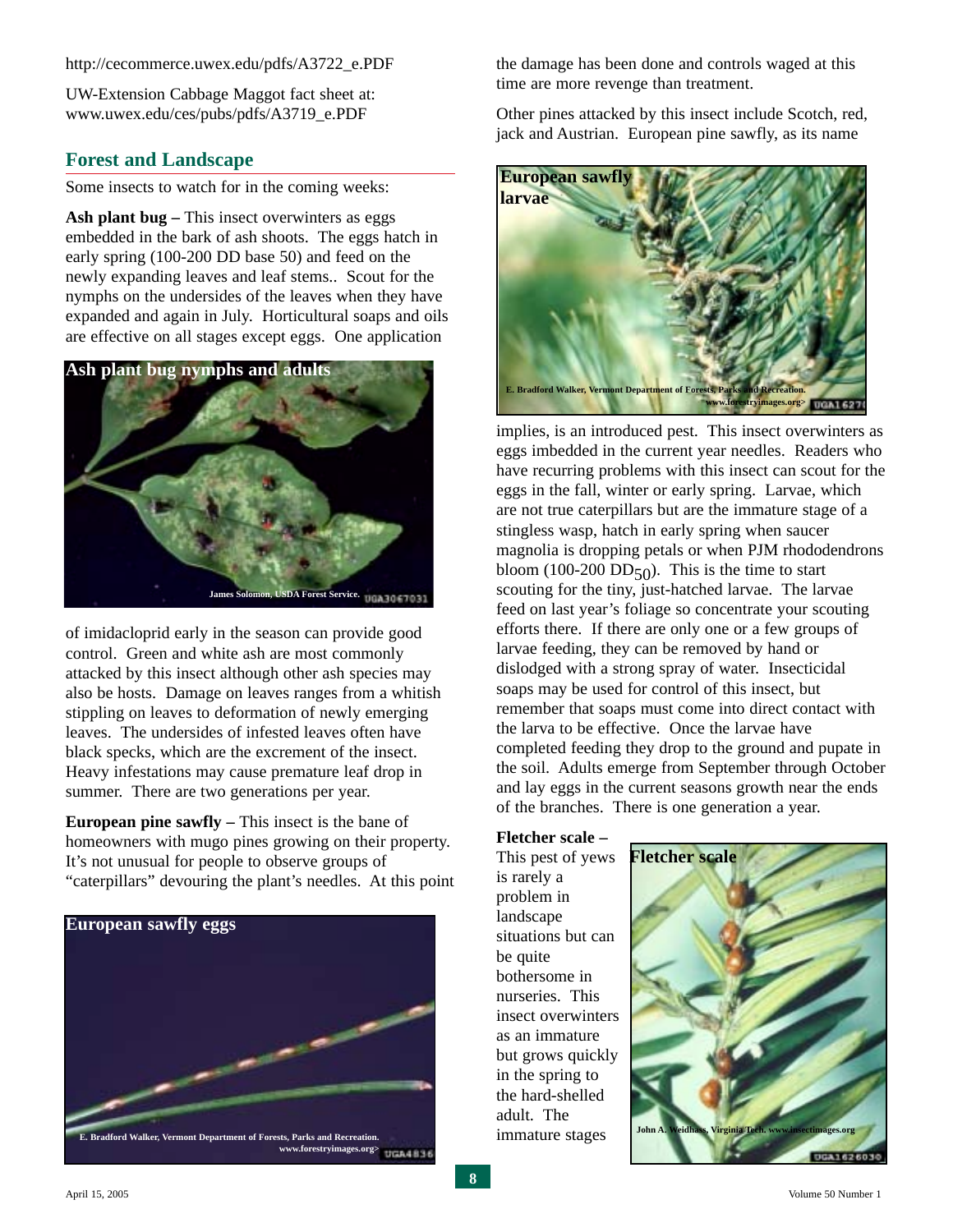http://cecommerce.uwex.edu/pdfs/A3722_e.PDF

UW-Extension Cabbage Maggot fact sheet at: www.uwex.edu/ces/pubs/pdfs/A3719_e.PDF

## Forest and Landscape

Some insects to watch for in the coming weeks:

**Ash plant bug –** This insect overwinters as eggs embedded in the bark of ash shoots. The eggs hatch in early spring (100-200 DD base 50) and feed on the newly expanding leaves and leaf stems.. Scout for the nymphs on the undersides of the leaves when they have expanded and again in July. Horticultural soaps and oils are effective on all stages except eggs. One application of imidacloprid early in the season can provide good control. Green and white ash are most commonly attacked by this insect although other ash species may also be hosts. Damage on leaves ranges from a whitish stippling on leaves to deformation of newly emerging leaves. The undersides of infested leaves often have black specks, which are the excrement of the insect. Heavy infestations may cause premature leaf drop in summer. There are two generations per year.

**Ash plant bug nymphs and adults**

James Solomon, USDA Forest Service. UGA3067031

**European pine sawfly –** This insect is the bane of homeowners with mugo pines growing on their property. It's not unusual for people to observe groups of "caterpillars" devouring the plant's needles. At this point the damage has been done and controls waged at this time are more revenge than treatment.

**European sawfly eggs**

E. Bradford Walker, Vermont Department of Forests, Parks and Recreation. www.forestryimages.org> UGA4836

Other pines attacked by this insect include Scotch, red, jack and Austrian. European pine sawfly, as its name implies, is an introduced pest. This insect overwinters as eggs imbedded in the current year needles. Readers who have recurring problems with this insect can scout for the eggs in the fall, winter or early spring. Larvae, which are not true caterpillars but are the immature stage of a stingless wasp, hatch in early spring when saucer magnolia is dropping petals or when PJM rhododendrons bloom (100-200 $DD_{50}$). This is the time to start scouting for the tiny, just-hatched larvae. The larvae feed on last year's foliage so concentrate your scouting efforts there. If there are only one or a few groups of larvae feeding, they can be removed by hand or dislodged with a strong spray of water. Insecticidal soaps may be used for control of this insect, but remember that soaps must come into direct contact with the larva to be effective. Once the larvae have completed feeding they drop to the ground and pupate in the soil. Adults emerge from September through October and lay eggs in the current seasons growth near the ends of the branches. There is one generation a year.

**European sawfly larvae**

E. Bradford Walker, Vermont Department of Forests, Parks and Recreation. www.forestryimages.org> UGA1627

**Fletcher scale –** This pest of yews is rarely a problem in landscape situations but can be quite bothersome in nurseries. This insect overwinters as an immature but grows quickly in the spring to the hard-shelled adult. The immature stages

**Fletcher scale**

John A. Weidhass, Virginia Tech. www.insectimages.org UGA1626030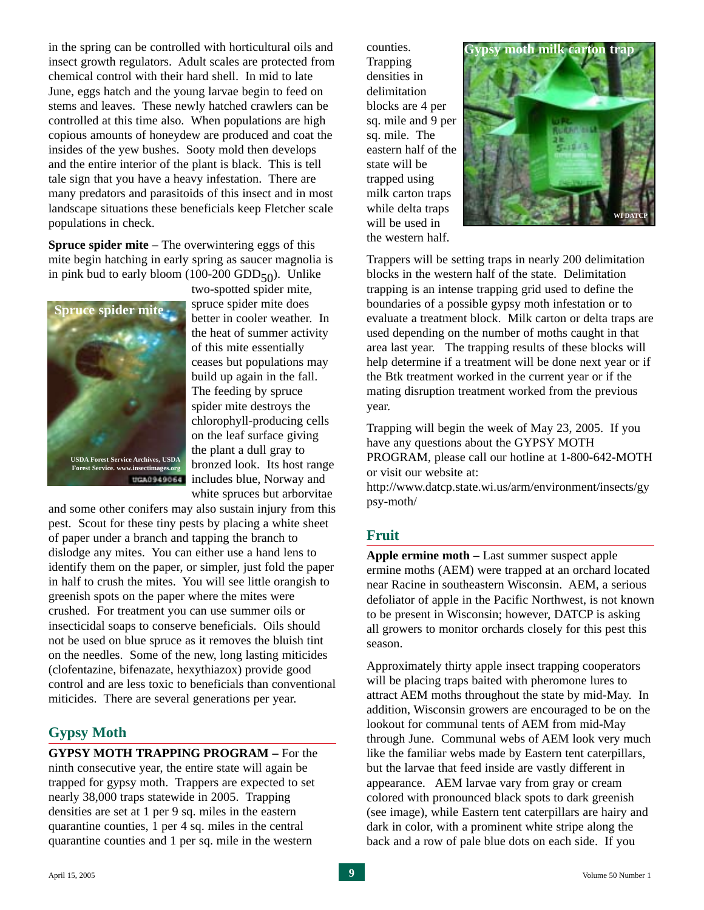in the spring can be controlled with horticultural oils and insect growth regulators. Adult scales are protected from chemical control with their hard shell. In mid to late June, eggs hatch and the young larvae begin to feed on stems and leaves. These newly hatched crawlers can be controlled at this time also. When populations are high copious amounts of honeydew are produced and coat the insides of the yew bushes. Sooty mold then develops and the entire interior of the plant is black. This is tell tale sign that you have a heavy infestation. There are many predators and parasitoids of this insect and in most landscape situations these beneficials keep Fletcher scale populations in check.

**Spruce spider mite –** The overwintering eggs of this mite begin hatching in early spring as saucer magnolia is in pink bud to early bloom (100-200 $GDD_{50}$). Unlike two-spotted spider mite, spruce spider mite does better in cooler weather. In the heat of summer activity of this mite essentially ceases but populations may build up again in the fall. The feeding by spruce spider mite destroys the chlorophyll-producing cells on the leaf surface giving the plant a dull gray to bronzed look. Its host range includes blue, Norway and white spruces but arborvitae and some other conifers may also sustain injury from this pest. Scout for these tiny pests by placing a white sheet of paper under a branch and tapping the branch to dislodge any mites. You can either use a hand lens to identify them on the paper, or simpler, just fold the paper in half to crush the mites. You will see little orangish to greenish spots on the paper where the mites were crushed. For treatment you can use summer oils or insecticidal soaps to conserve beneficials. Oils should not be used on blue spruce as it removes the bluish tint on the needles. Some of the new, long lasting miticides (clofentazine, bifenazate, hexythiazox) provide good control and are less toxic to beneficials than conventional miticides. There are several generations per year.

Spruce spider mite

USDA Forest Service Archives, USDA Forest Service. www.insectimages.org UGA0949064

## Gypsy Moth

**GYPSY MOTH TRAPPING PROGRAM –** For the ninth consecutive year, the entire state will again be trapped for gypsy moth. Trappers are expected to set nearly 38,000 traps statewide in 2005. Trapping densities are set at 1 per 9 sq. miles in the eastern quarantine counties, 1 per 4 sq. miles in the central quarantine counties and 1 per sq. mile in the western counties. Trapping densities in delimitation blocks are 4 per sq. mile and 9 per sq. mile. The eastern half of the state will be trapped using milk carton traps while delta traps will be used in the western half.

Gypsy moth milk carton trap

WI DATCP

Trappers will be setting traps in nearly 200 delimitation blocks in the western half of the state. Delimitation trapping is an intense trapping grid used to define the boundaries of a possible gypsy moth infestation or to evaluate a treatment block. Milk carton or delta traps are used depending on the number of moths caught in that area last year. The trapping results of these blocks will help determine if a treatment will be done next year or if the Btk treatment worked in the current year or if the mating disruption treatment worked from the previous year.

Trapping will begin the week of May 23, 2005. If you have any questions about the GYPSY MOTH PROGRAM, please call our hotline at 1-800-642-MOTH or visit our website at: http://www.datcp.state.wi.us/arm/environment/insects/gypsy-moth/

## Fruit

**Apple ermine moth –** Last summer suspect apple ermine moths (AEM) were trapped at an orchard located near Racine in southeastern Wisconsin. AEM, a serious defoliator of apple in the Pacific Northwest, is not known to be present in Wisconsin; however, DATCP is asking all growers to monitor orchards closely for this pest this season.

Approximately thirty apple insect trapping cooperators will be placing traps baited with pheromone lures to attract AEM moths throughout the state by mid-May. In addition, Wisconsin growers are encouraged to be on the lookout for communal tents of AEM from mid-May through June. Communal webs of AEM look very much like the familiar webs made by Eastern tent caterpillars, but the larvae that feed inside are vastly different in appearance. AEM larvae vary from gray or cream colored with pronounced black spots to dark greenish (see image), while Eastern tent caterpillars are hairy and dark in color, with a prominent white stripe along the back and a row of pale blue dots on each side. If you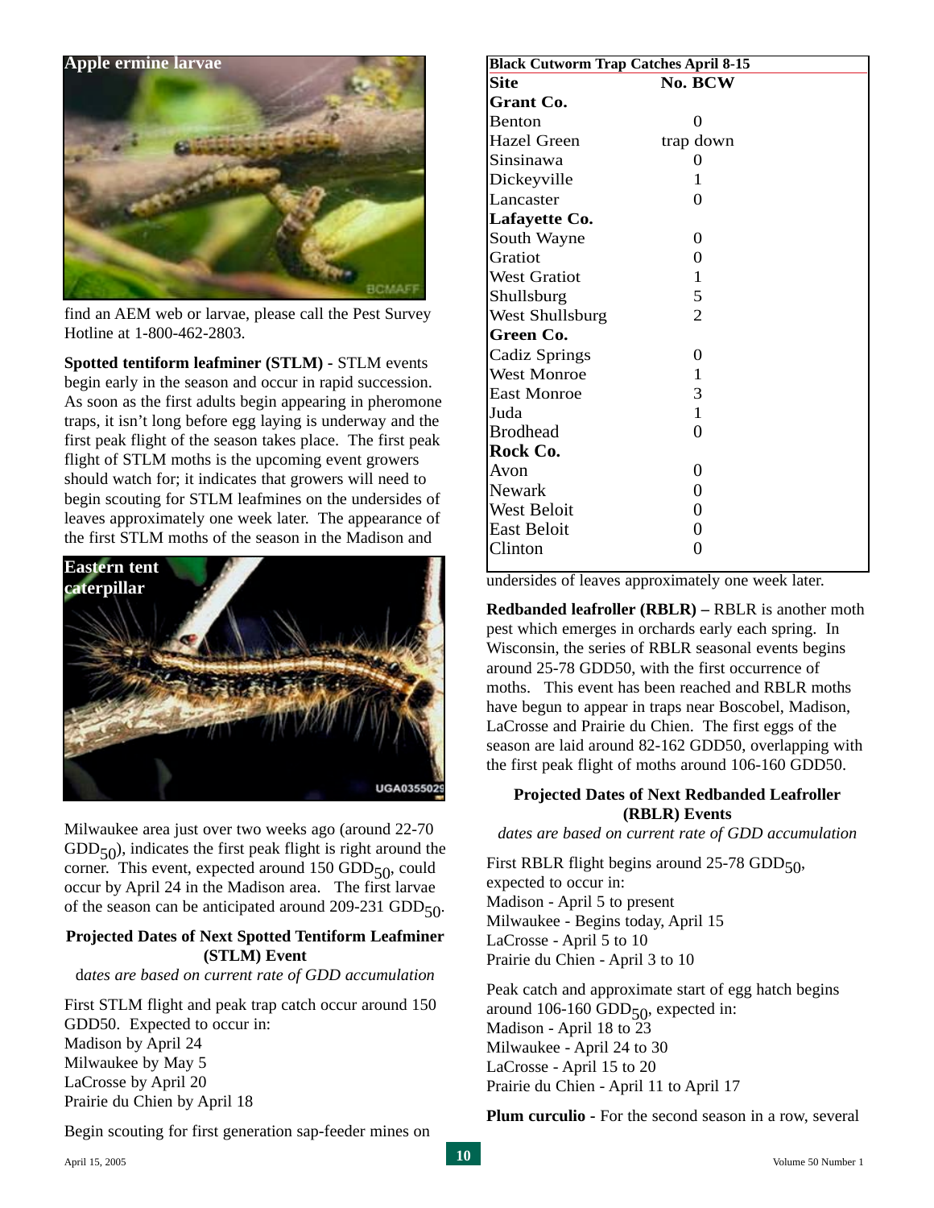Apple ermine larvae

find an AEM web or larvae, please call the Pest Survey Hotline at 1-800-462-2803.

**Spotted tentiform leafminer (STLM) -** STLM events begin early in the season and occur in rapid succession. As soon as the first adults begin appearing in pheromone traps, it isn't long before egg laying is underway and the first peak flight of the season takes place. The first peak flight of STLM moths is the upcoming event growers should watch for; it indicates that growers will need to begin scouting for STLM leafmines on the undersides of leaves approximately one week later. The appearance of the first STLM moths of the season in the Madison and Milwaukee area just over two weeks ago (around 22-70 $GDD_{50}$), indicates the first peak flight is right around the corner. This event, expected around 150 $GDD_{50}$, could occur by April 24 in the Madison area. The first larvae of the season can be anticipated around 209-231 $GDD_{50}$.

Eastern tent caterpillar

**Projected Dates of Next Spotted Tentiform Leafminer (STLM) Event**

*dates are based on current rate of GDD accumulation*

First STLM flight and peak trap catch occur around 150 GDD50. Expected to occur in:
Madison by April 24
Milwaukee by May 5
LaCrosse by April 20
Prairie du Chien by April 18

Begin scouting for first generation sap-feeder mines on undersides of leaves approximately one week later.

| Black Cutworm Trap Catches April 8-15 | |
|---|---|
| **Site** | **No. BCW** |
| **Grant Co.** | |
| Benton | 0 |
| Hazel Green | trap down |
| Sinsinawa | 0 |
| Dickeyville | 1 |
| Lancaster | 0 |
| **Lafayette Co.** | |
| South Wayne | 0 |
| Gratiot | 0 |
| West Gratiot | 1 |
| Shullsburg | 5 |
| West Shullsburg | 2 |
| **Green Co.** | |
| Cadiz Springs | 0 |
| West Monroe | 1 |
| East Monroe | 3 |
| Juda | 1 |
| Brodhead | 0 |
| **Rock Co.** | |
| Avon | 0 |
| Newark | 0 |
| West Beloit | 0 |
| East Beloit | 0 |
| Clinton | 0 |

**Redbanded leafroller (RBLR) –** RBLR is another moth pest which emerges in orchards early each spring. In Wisconsin, the series of RBLR seasonal events begins around 25-78 GDD50, with the first occurrence of moths. This event has been reached and RBLR moths have begun to appear in traps near Boscobel, Madison, LaCrosse and Prairie du Chien. The first eggs of the season are laid around 82-162 GDD50, overlapping with the first peak flight of moths around 106-160 GDD50.

**Projected Dates of Next Redbanded Leafroller (RBLR) Events**

*dates are based on current rate of GDD accumulation*

First RBLR flight begins around 25-78 $GDD_{50}$, expected to occur in:
Madison - April 5 to present
Milwaukee - Begins today, April 15
LaCrosse - April 5 to 10
Prairie du Chien - April 3 to 10

Peak catch and approximate start of egg hatch begins around 106-160 $GDD_{50}$, expected in:
Madison - April 18 to 23
Milwaukee - April 24 to 30
LaCrosse - April 15 to 20
Prairie du Chien - April 11 to April 17

**Plum curculio -** For the second season in a row, several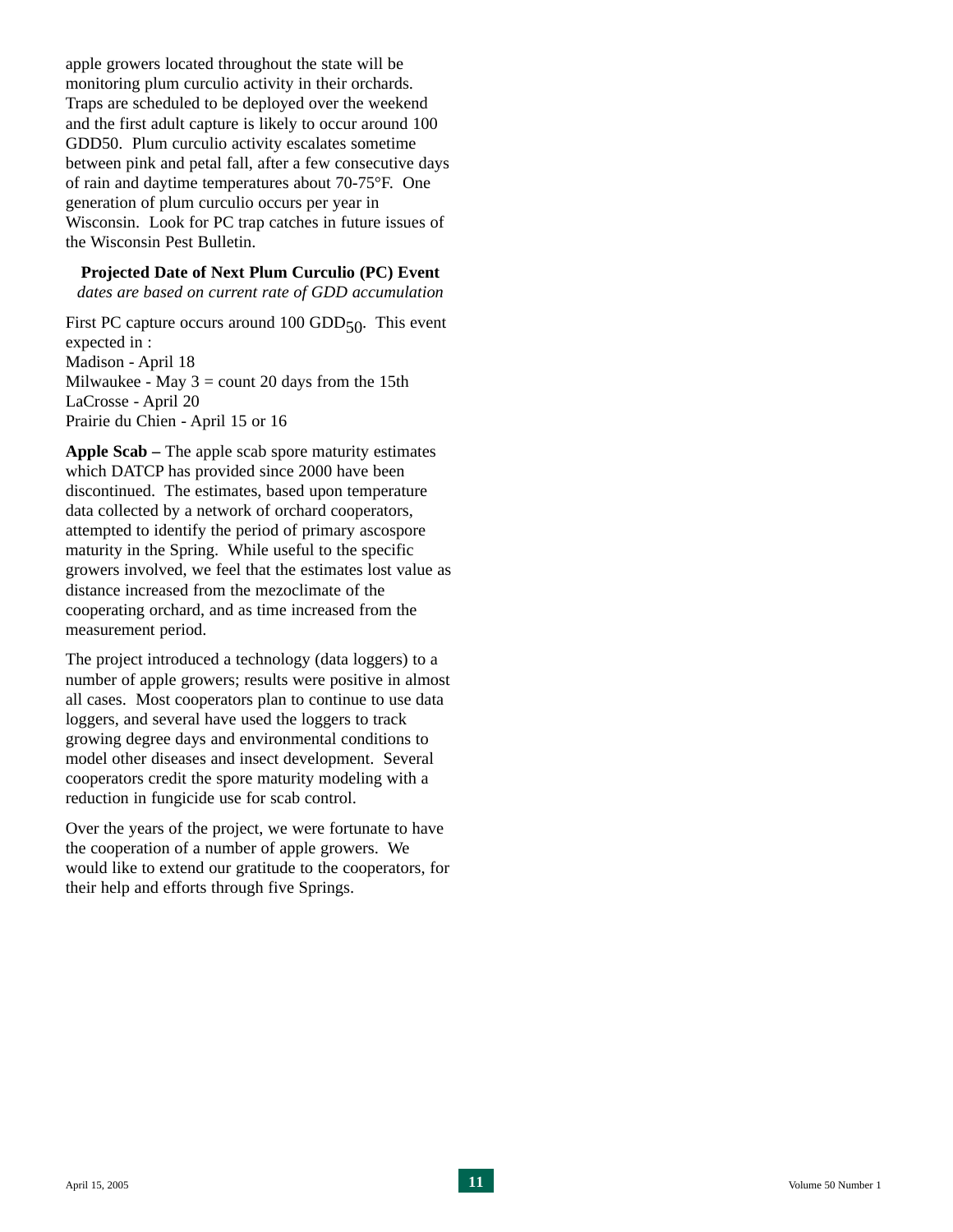apple growers located throughout the state will be monitoring plum curculio activity in their orchards. Traps are scheduled to be deployed over the weekend and the first adult capture is likely to occur around 100 GDD50. Plum curculio activity escalates sometime between pink and petal fall, after a few consecutive days of rain and daytime temperatures about 70-75°F. One generation of plum curculio occurs per year in Wisconsin. Look for PC trap catches in future issues of the Wisconsin Pest Bulletin.

**Projected Date of Next Plum Curculio (PC) Event**

*dates are based on current rate of GDD accumulation*

First PC capture occurs around 100 $GDD_{50}$. This event expected in :
Madison - April 18
Milwaukee - May 3 = count 20 days from the 15th
LaCrosse - April 20
Prairie du Chien - April 15 or 16

**Apple Scab –** The apple scab spore maturity estimates which DATCP has provided since 2000 have been discontinued. The estimates, based upon temperature data collected by a network of orchard cooperators, attempted to identify the period of primary ascospore maturity in the Spring. While useful to the specific growers involved, we feel that the estimates lost value as distance increased from the mezoclimate of the cooperating orchard, and as time increased from the measurement period.

The project introduced a technology (data loggers) to a number of apple growers; results were positive in almost all cases. Most cooperators plan to continue to use data loggers, and several have used the loggers to track growing degree days and environmental conditions to model other diseases and insect development. Several cooperators credit the spore maturity modeling with a reduction in fungicide use for scab control.

Over the years of the project, we were fortunate to have the cooperation of a number of apple growers. We would like to extend our gratitude to the cooperators, for their help and efforts through five Springs.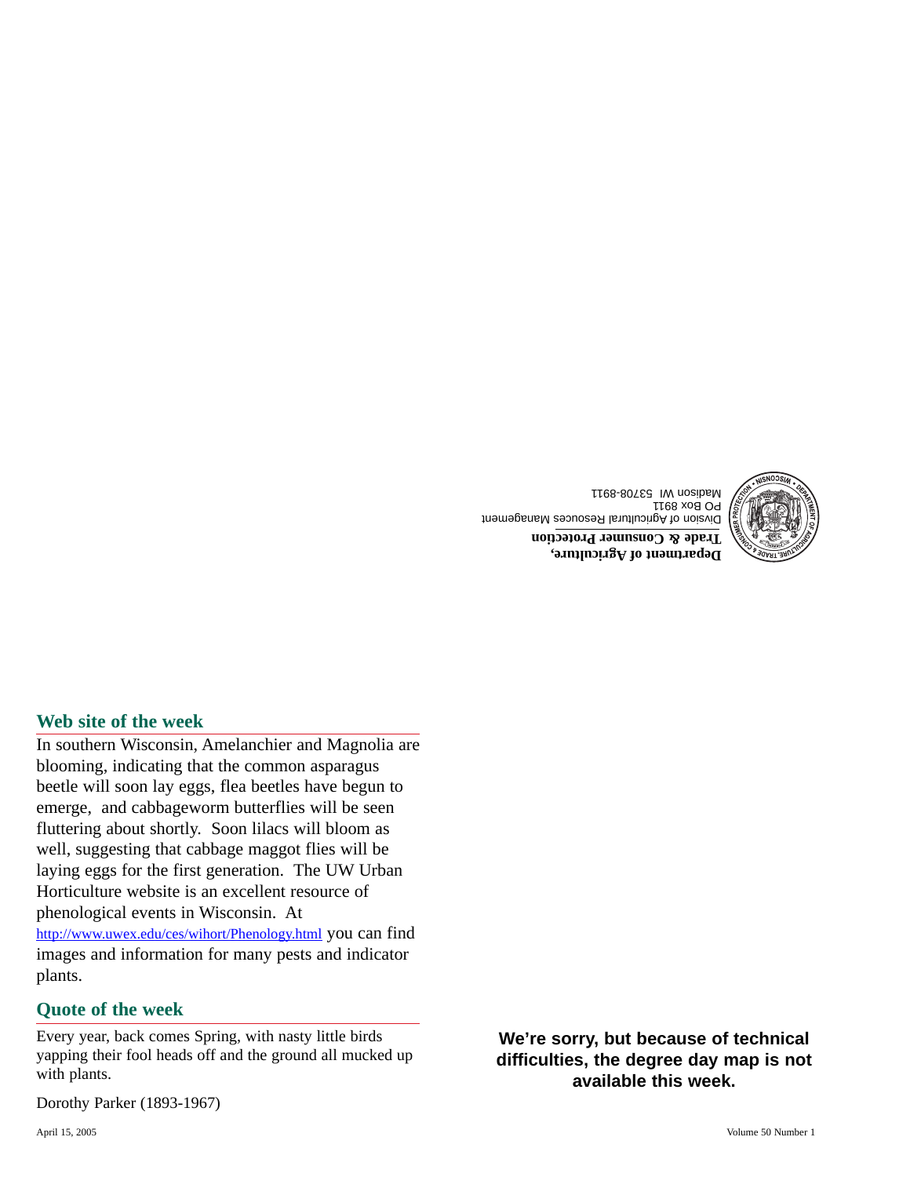Department of Agriculture,
Trade & Consumer Protection
Division of Agricultural Resouces Management
PO Box 8911
Madison WI 53708-8911

## Web site of the week

In southern Wisconsin, Amelanchier and Magnolia are blooming, indicating that the common asparagus beetle will soon lay eggs, flea beetles have begun to emerge, and cabbageworm butterflies will be seen fluttering about shortly. Soon lilacs will bloom as well, suggesting that cabbage maggot flies will be laying eggs for the first generation. The UW Urban Horticulture website is an excellent resource of phenological events in Wisconsin. At http://www.uwex.edu/ces/wihort/Phenology.html you can find images and information for many pests and indicator plants.

## Quote of the week

Every year, back comes Spring, with nasty little birds yapping their fool heads off and the ground all mucked up with plants.

Dorothy Parker (1893-1967)

**We're sorry, but because of technical difficulties, the degree day map is not available this week.**